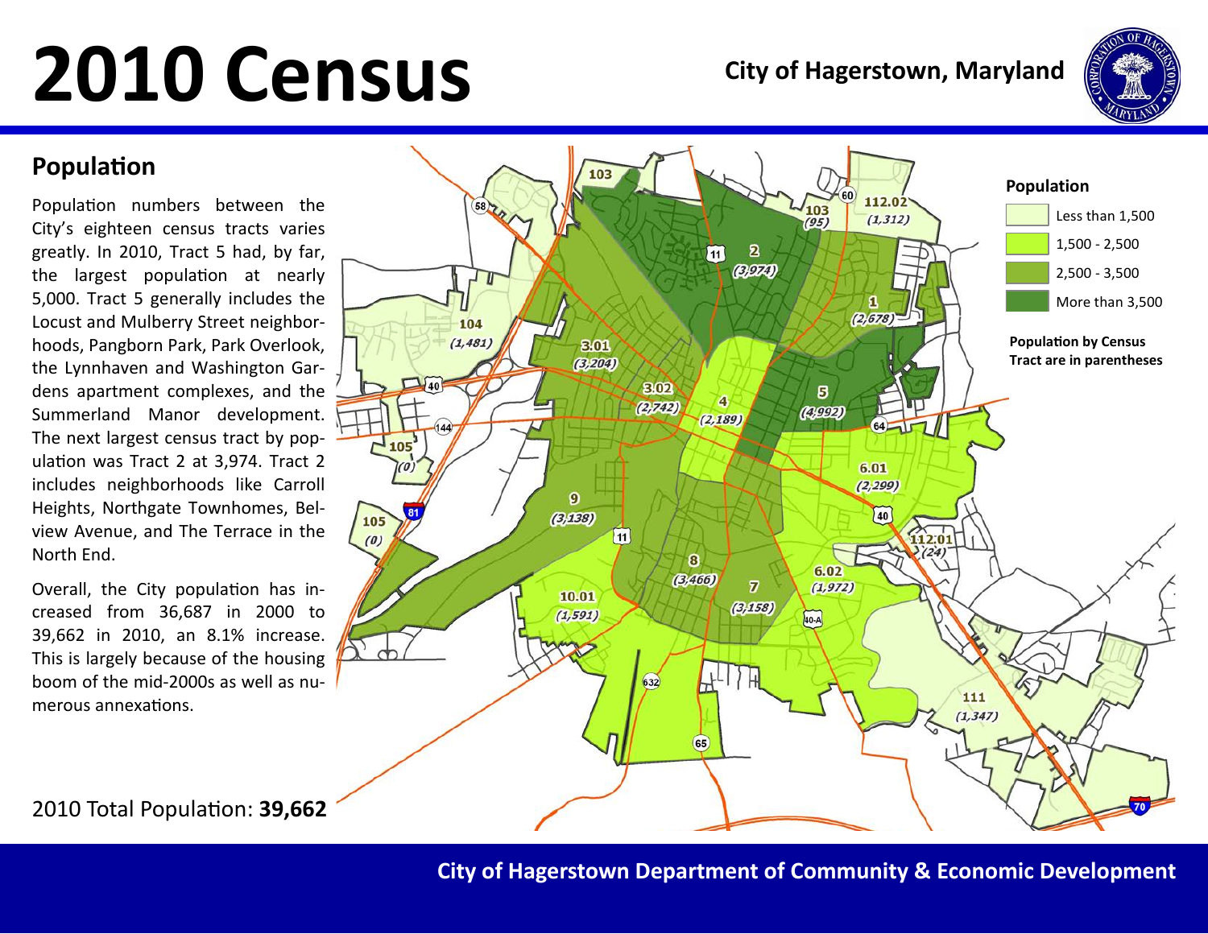# 2010 Census

**City of Hagerstown, Maryland**

## Population

Population numbers between the City's eighteen census tracts varies greatly. In 2010, Tract 5 had, by far, the largest population at nearly 5,000. Tract 5 generally includes the Locust and Mulberry Street neighborhoods, Pangborn Park, Park Overlook, the Lynnhaven and Washington Gardens apartment complexes, and the Summerland Manor development. The next largest census tract by population was Tract 2 at 3,974. Tract 2 includes neighborhoods like Carroll Heights, Northgate Townhomes, Belview Avenue, and The Terrace in the North End.

Overall, the City population has increased from 36,687 in 2000 to 39,662 in 2010, an 8.1% increase. This is largely because of the housing boom of the mid-2000s as well as numerous annexations.

2010 Total Population: **39,662**

**Population**

- Less than 1,500
- 1,500 - 2,500
- 2,500 - 3,500
- More than 3,500

**Population by Census Tract are in parentheses**

| Census Tract | Population |
|---|---|
| 1 | 2,678 |
| 2 | 3,974 |
| 3.01 | 3,204 |
| 3.02 | 2,742 |
| 4 | 2,189 |
| 5 | 4,992 |
| 6.01 | 2,299 |
| 6.02 | 1,972 |
| 7 | 3,158 |
| 8 | 3,466 |
| 9 | 3,138 |
| 10.01 | 1,591 |
| 103 | 95 |
| 104 | 1,481 |
| 105 | 0 |
| 111 | 1,347 |
| 112.01 | 24 |
| 112.02 | 1,312 |

**City of Hagerstown Department of Community & Economic Development**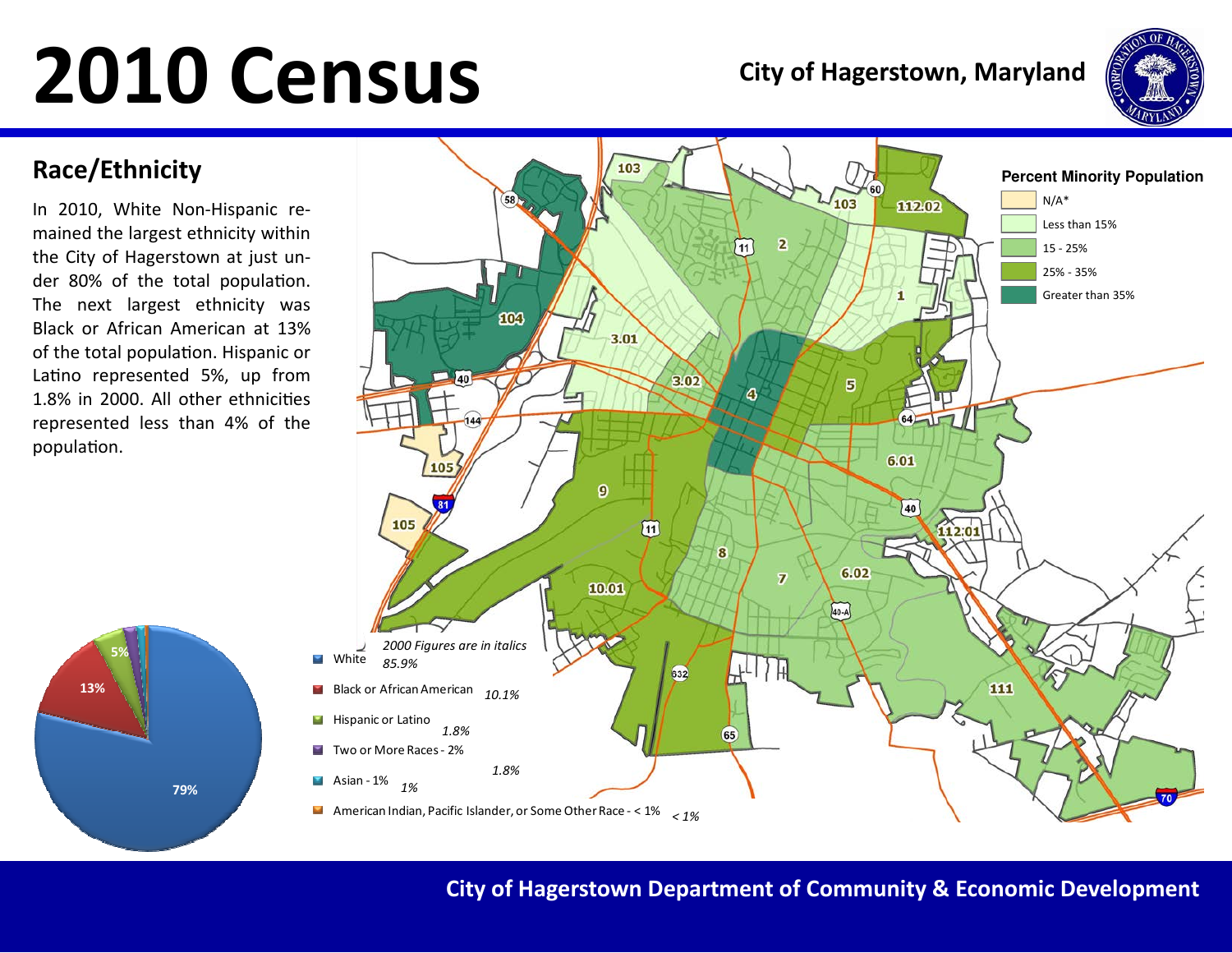# 2010 Census

**City of Hagerstown, Maryland**

## Race/Ethnicity

In 2010, White Non-Hispanic remained the largest ethnicity within the City of Hagerstown at just under 80% of the total population. The next largest ethnicity was Black or African American at 13% of the total population. Hispanic or Latino represented 5%, up from 1.8% in 2000. All other ethnicities represented less than 4% of the population.

**Percent Minority Population**

- N/A*
- Less than 15%
- 15 - 25%
- 25% - 35%
- Greater than 35%

*2000 Figures are in italics*

| Race/Ethnicity | 2010 | *2000* |
|---|---|---|
| White | 79% | *85.9%* |
| Black or African American | 13% | *10.1%* |
| Hispanic or Latino | 5% | *1.8%* |
| Two or More Races | 2% | *1.8%* |
| Asian | 1% | *1%* |
| American Indian, Pacific Islander, or Some Other Race | < 1% | *< 1%* |

**City of Hagerstown Department of Community & Economic Development**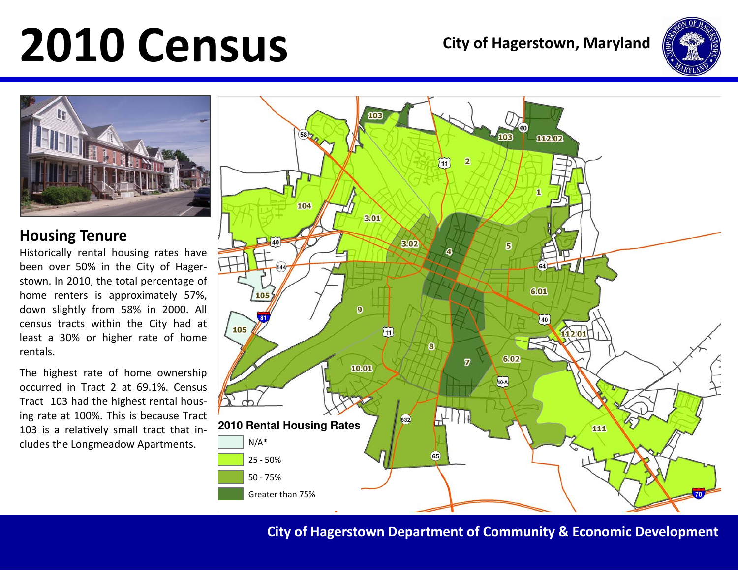# 2010 Census

**City of Hagerstown, Maryland**

## Housing Tenure

Historically rental housing rates have been over 50% in the City of Hagerstown. In 2010, the total percentage of home renters is approximately 57%, down slightly from 58% in 2000. All census tracts within the City had at least a 30% or higher rate of home rentals.

The highest rate of home ownership occurred in Tract 2 at 69.1%. Census Tract 103 had the highest rental housing rate at 100%. This is because Tract 103 is a relatively small tract that includes the Longmeadow Apartments.

**2010 Rental Housing Rates**

- N/A*
- 25 - 50%
- 50 - 75%
- Greater than 75%

**City of Hagerstown Department of Community & Economic Development**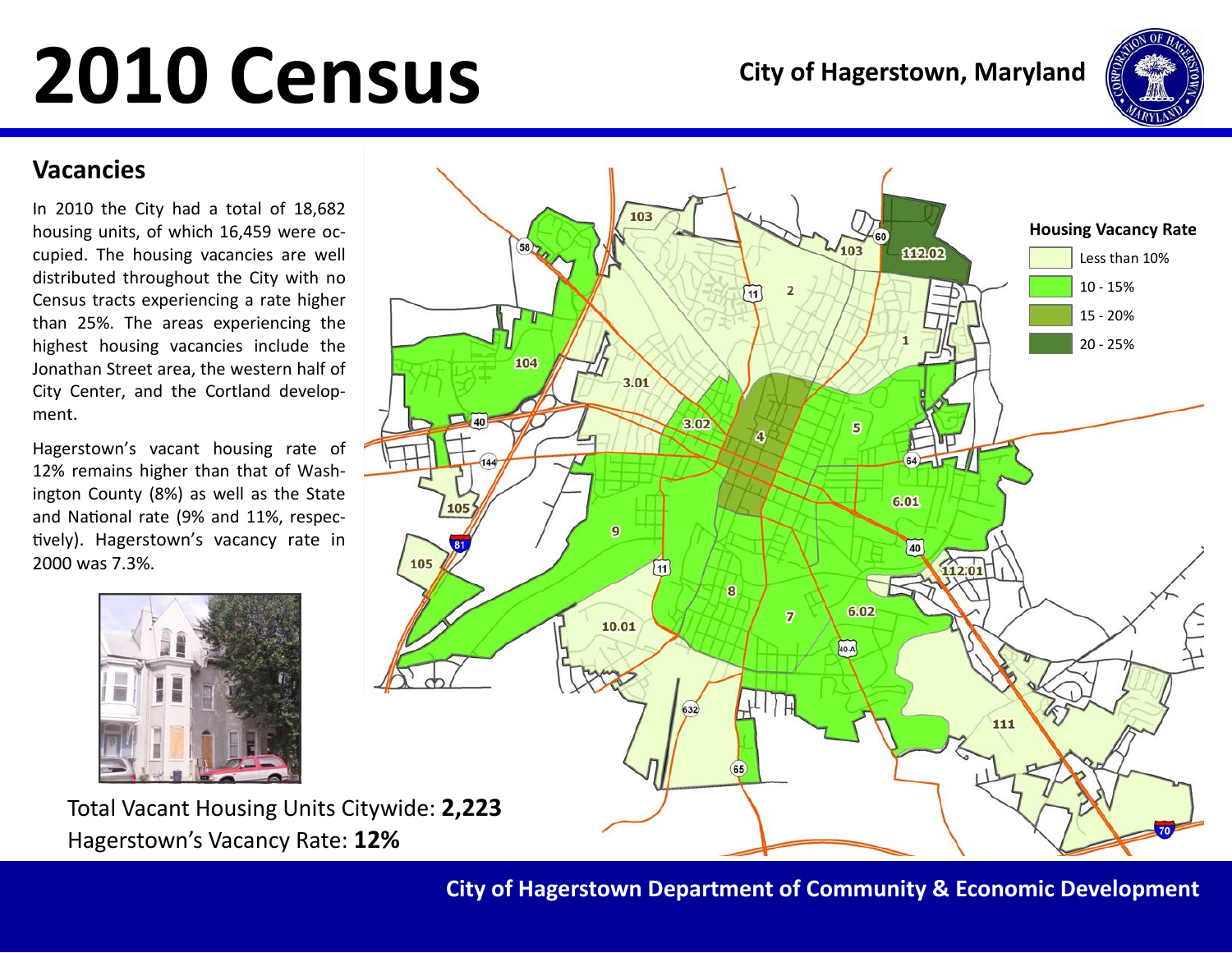# 2010 Census

**City of Hagerstown, Maryland**

## Vacancies

In 2010 the City had a total of 18,682 housing units, of which 16,459 were occupied. The housing vacancies are well distributed throughout the City with no Census tracts experiencing a rate higher than 25%. The areas experiencing the highest housing vacancies include the Jonathan Street area, the western half of City Center, and the Cortland development.

Hagerstown's vacant housing rate of 12% remains higher than that of Washington County (8%) as well as the State and National rate (9% and 11%, respectively). Hagerstown's vacancy rate in 2000 was 7.3%.

**Housing Vacancy Rate**

- Less than 10%
- 10 - 15%
- 15 - 20%
- 20 - 25%

Total Vacant Housing Units Citywide: **2,223**

Hagerstown's Vacancy Rate: **12%**

**City of Hagerstown Department of Community & Economic Development**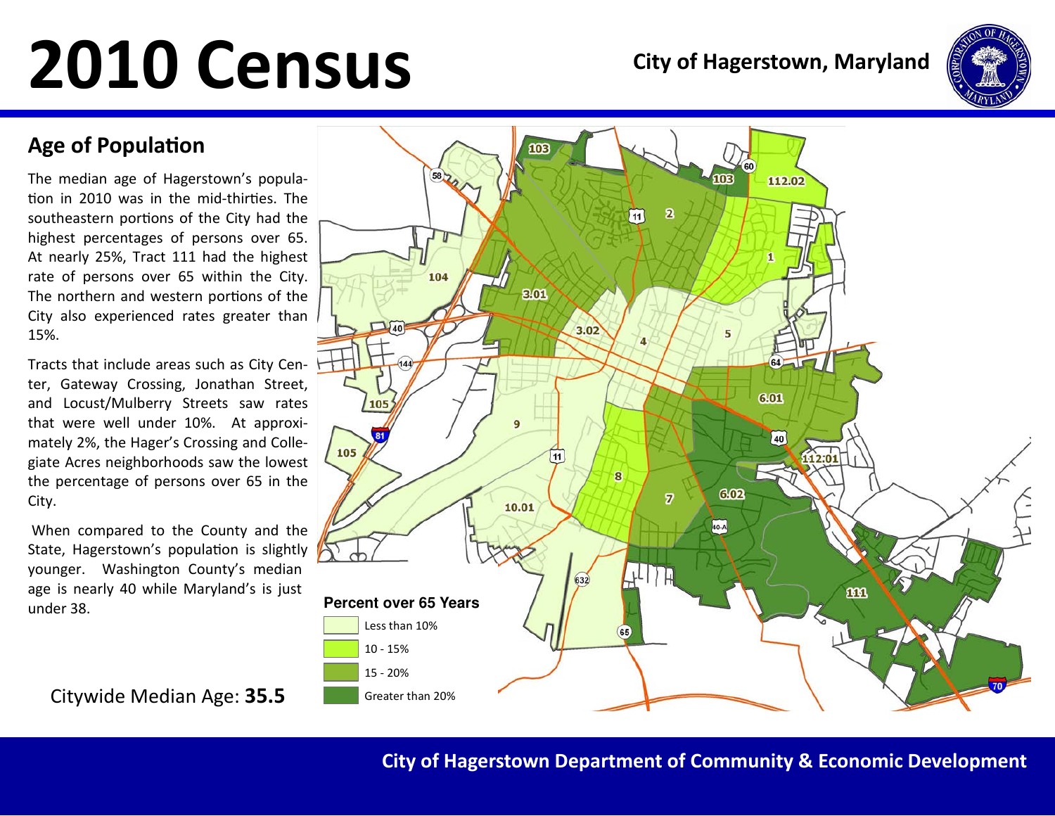# 2010 Census

**City of Hagerstown, Maryland**

## Age of Population

The median age of Hagerstown's population in 2010 was in the mid-thirties. The southeastern portions of the City had the highest percentages of persons over 65. At nearly 25%, Tract 111 had the highest rate of persons over 65 within the City. The northern and western portions of the City also experienced rates greater than 15%.

Tracts that include areas such as City Center, Gateway Crossing, Jonathan Street, and Locust/Mulberry Streets saw rates that were well under 10%. At approximately 2%, the Hager's Crossing and Collegiate Acres neighborhoods saw the lowest the percentage of persons over 65 in the City.

When compared to the County and the State, Hagerstown's population is slightly younger. Washington County's median age is nearly 40 while Maryland's is just under 38.

Citywide Median Age: **35.5**

**Percent over 65 Years**

- Less than 10%
- 10 - 15%
- 15 - 20%
- Greater than 20%

City of Hagerstown Department of Community & Economic Development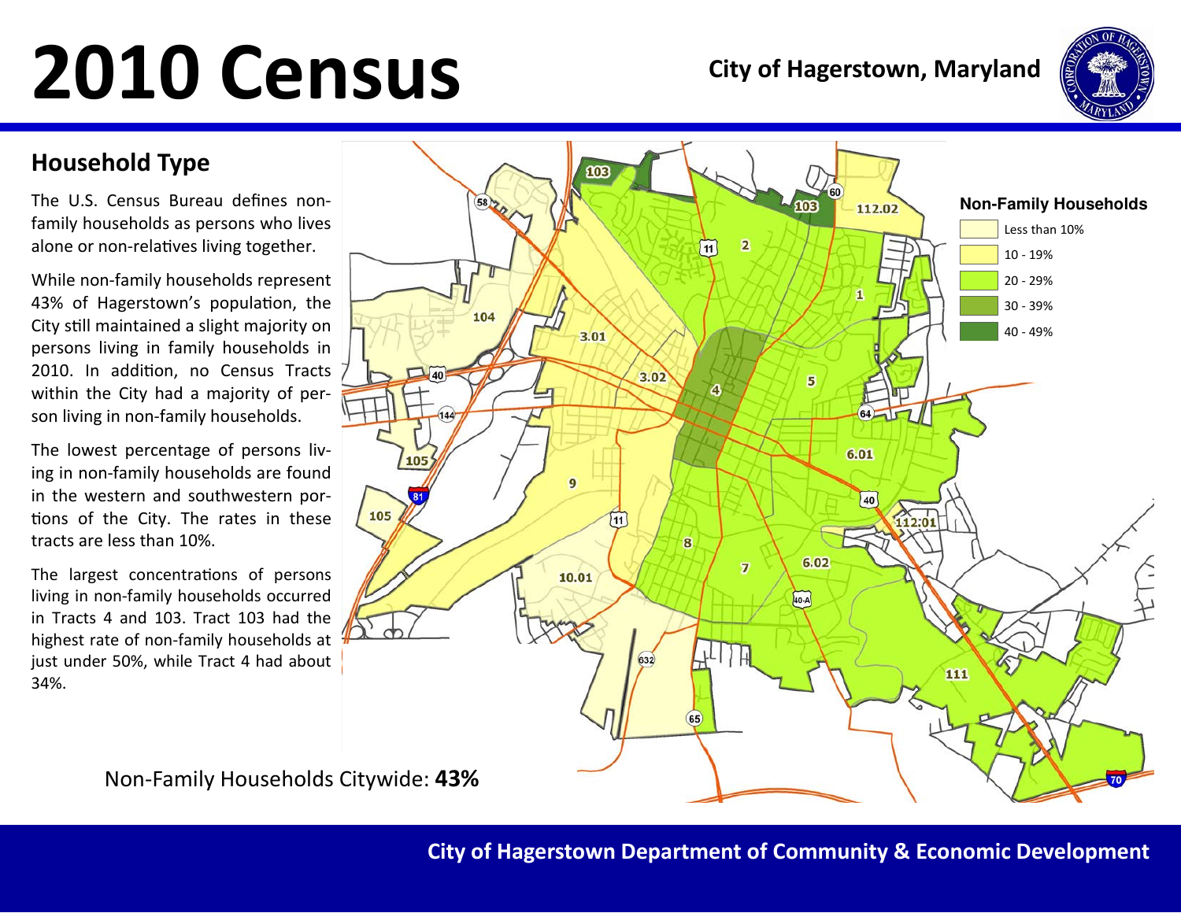# 2010 Census

City of Hagerstown, Maryland

## Household Type

The U.S. Census Bureau defines non-family households as persons who lives alone or non-relatives living together.

While non-family households represent 43% of Hagerstown's population, the City still maintained a slight majority on persons living in family households in 2010. In addition, no Census Tracts within the City had a majority of person living in non-family households.

The lowest percentage of persons living in non-family households are found in the western and southwestern portions of the City. The rates in these tracts are less than 10%.

The largest concentrations of persons living in non-family households occurred in Tracts 4 and 103. Tract 103 had the highest rate of non-family households at just under 50%, while Tract 4 had about 34%.

Non-Family Households

Less than 10%

10 - 19%

20 - 29%

30 - 39%

40 - 49%

103
103
112.02
60
58
11
2
1
104
3.01
3.02
4
5
40
144
64
6.01
105
105
81
9
40
11
112.01
8
7
6.02
10.01
40-A
632
111
65
70

Non-Family Households Citywide: **43%**

City of Hagerstown Department of Community & Economic Development